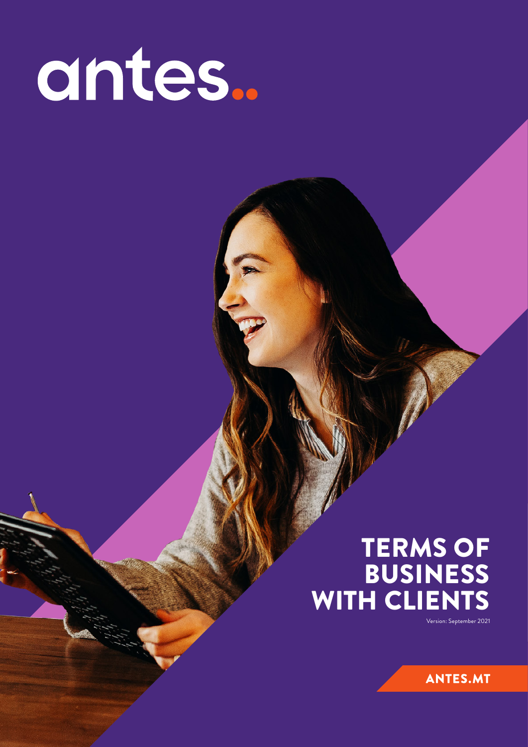antes..

# TERMS OF BUSINESS WITH CLIENTS

Version: September 2021

ANTES.MT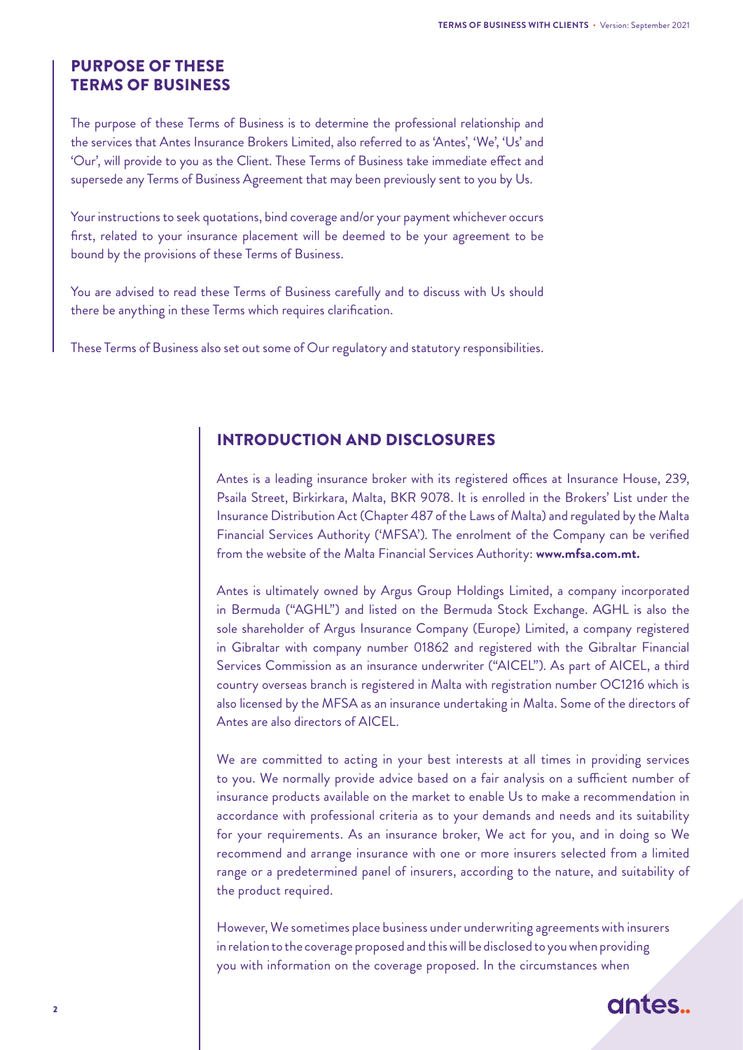## PURPOSE OF THESE TERMS OF BUSINESS

The purpose of these Terms of Business is to determine the professional relationship and the services that Antes Insurance Brokers Limited, also referred to as 'Antes', 'We', 'Us' and 'Our', will provide to you as the Client. These Terms of Business take immediate effect and supersede any Terms of Business Agreement that may been previously sent to you by Us.

Your instructions to seek quotations, bind coverage and/or your payment whichever occurs first, related to your insurance placement will be deemed to be your agreement to be bound by the provisions of these Terms of Business.

You are advised to read these Terms of Business carefully and to discuss with Us should there be anything in these Terms which requires clarification.

These Terms of Business also set out some of Our regulatory and statutory responsibilities.

## INTRODUCTION AND DISCLOSURES

Antes is a leading insurance broker with its registered offices at Insurance House, 239, Psaila Street, Birkirkara, Malta, BKR 9078. It is enrolled in the Brokers' List under the Insurance Distribution Act (Chapter 487 of the Laws of Malta) and regulated by the Malta Financial Services Authority ('MFSA'). The enrolment of the Company can be verified from the website of the Malta Financial Services Authority: **www.mfsa.com.mt.**

Antes is ultimately owned by Argus Group Holdings Limited, a company incorporated in Bermuda ("AGHL") and listed on the Bermuda Stock Exchange. AGHL is also the sole shareholder of Argus Insurance Company (Europe) Limited, a company registered in Gibraltar with company number 01862 and registered with the Gibraltar Financial Services Commission as an insurance underwriter ("AICEL"). As part of AICEL, a third country overseas branch is registered in Malta with registration number OC1216 which is also licensed by the MFSA as an insurance undertaking in Malta. Some of the directors of Antes are also directors of AICEL.

We are committed to acting in your best interests at all times in providing services to you. We normally provide advice based on a fair analysis on a sufficient number of insurance products available on the market to enable Us to make a recommendation in accordance with professional criteria as to your demands and needs and its suitability for your requirements. As an insurance broker, We act for you, and in doing so We recommend and arrange insurance with one or more insurers selected from a limited range or a predetermined panel of insurers, according to the nature, and suitability of the product required.

However, We sometimes place business under underwriting agreements with insurers in relation to the coverage proposed and this will be disclosed to you when providing you with information on the coverage proposed. In the circumstances when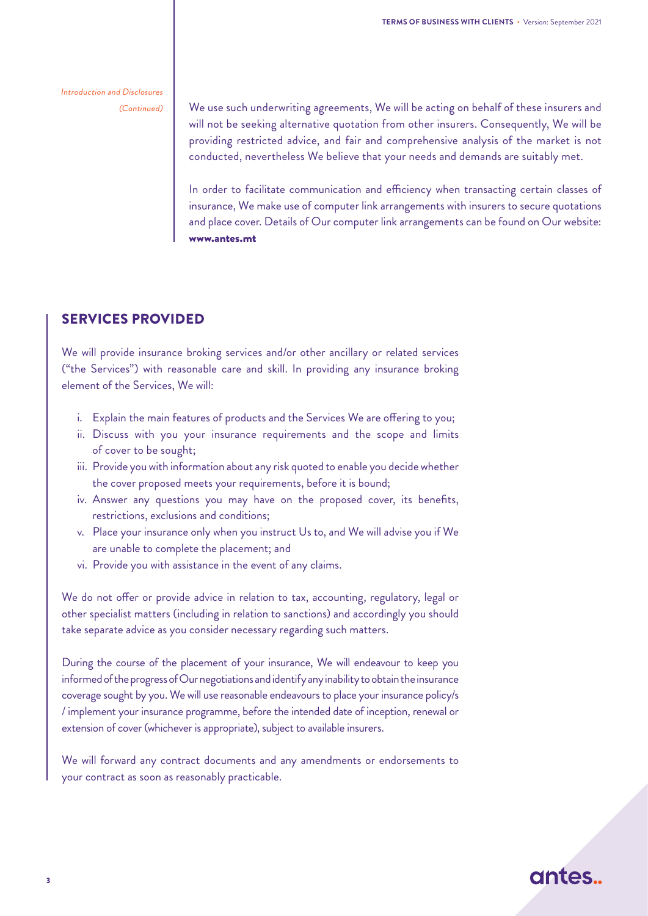*Introduction and Disclosures (Continued)*

We use such underwriting agreements, We will be acting on behalf of these insurers and will not be seeking alternative quotation from other insurers. Consequently, We will be providing restricted advice, and fair and comprehensive analysis of the market is not conducted, nevertheless We believe that your needs and demands are suitably met.

In order to facilitate communication and efficiency when transacting certain classes of insurance, We make use of computer link arrangements with insurers to secure quotations and place cover. Details of Our computer link arrangements can be found on Our website: **www.antes.mt**

## SERVICES PROVIDED

We will provide insurance broking services and/or other ancillary or related services ("the Services") with reasonable care and skill. In providing any insurance broking element of the Services, We will:

i. Explain the main features of products and the Services We are offering to you;
ii. Discuss with you your insurance requirements and the scope and limits of cover to be sought;
iii. Provide you with information about any risk quoted to enable you decide whether the cover proposed meets your requirements, before it is bound;
iv. Answer any questions you may have on the proposed cover, its benefits, restrictions, exclusions and conditions;
v. Place your insurance only when you instruct Us to, and We will advise you if We are unable to complete the placement; and
vi. Provide you with assistance in the event of any claims.

We do not offer or provide advice in relation to tax, accounting, regulatory, legal or other specialist matters (including in relation to sanctions) and accordingly you should take separate advice as you consider necessary regarding such matters.

During the course of the placement of your insurance, We will endeavour to keep you informed of the progress of Our negotiations and identify any inability to obtain the insurance coverage sought by you. We will use reasonable endeavours to place your insurance policy/s / implement your insurance programme, before the intended date of inception, renewal or extension of cover (whichever is appropriate), subject to available insurers.

We will forward any contract documents and any amendments or endorsements to your contract as soon as reasonably practicable.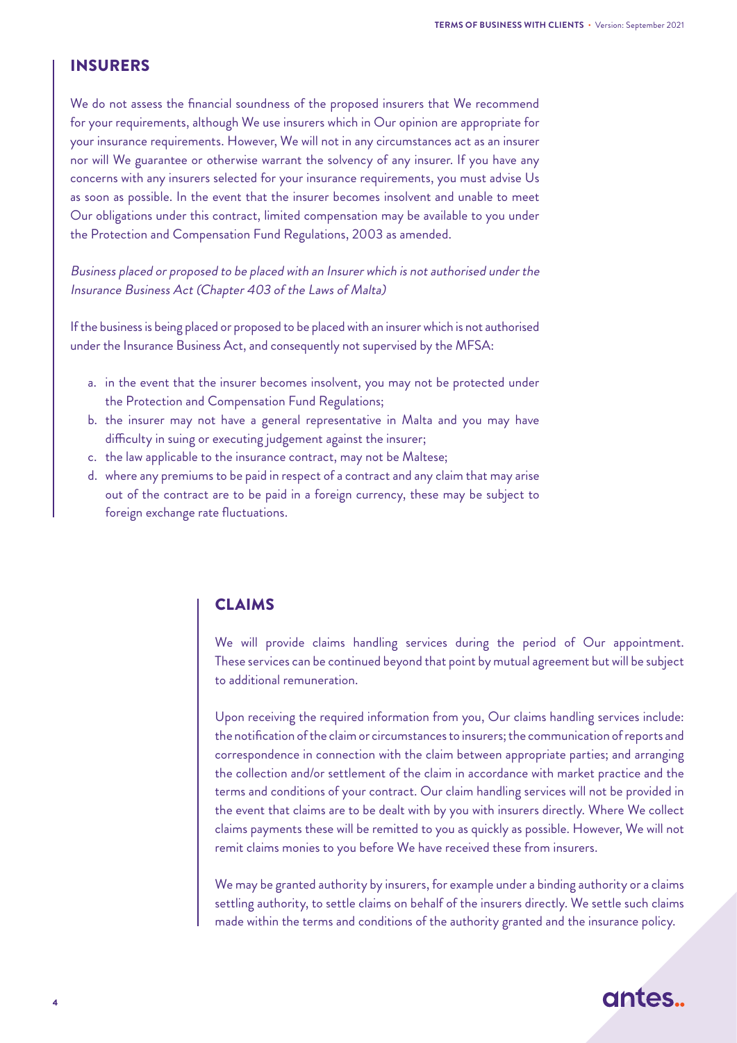## INSURERS

We do not assess the financial soundness of the proposed insurers that We recommend for your requirements, although We use insurers which in Our opinion are appropriate for your insurance requirements. However, We will not in any circumstances act as an insurer nor will We guarantee or otherwise warrant the solvency of any insurer. If you have any concerns with any insurers selected for your insurance requirements, you must advise Us as soon as possible. In the event that the insurer becomes insolvent and unable to meet Our obligations under this contract, limited compensation may be available to you under the Protection and Compensation Fund Regulations, 2003 as amended.

*Business placed or proposed to be placed with an Insurer which is not authorised under the Insurance Business Act (Chapter 403 of the Laws of Malta)*

If the business is being placed or proposed to be placed with an insurer which is not authorised under the Insurance Business Act, and consequently not supervised by the MFSA:

a. in the event that the insurer becomes insolvent, you may not be protected under the Protection and Compensation Fund Regulations;
b. the insurer may not have a general representative in Malta and you may have difficulty in suing or executing judgement against the insurer;
c. the law applicable to the insurance contract, may not be Maltese;
d. where any premiums to be paid in respect of a contract and any claim that may arise out of the contract are to be paid in a foreign currency, these may be subject to foreign exchange rate fluctuations.

## CLAIMS

We will provide claims handling services during the period of Our appointment. These services can be continued beyond that point by mutual agreement but will be subject to additional remuneration.

Upon receiving the required information from you, Our claims handling services include: the notification of the claim or circumstances to insurers; the communication of reports and correspondence in connection with the claim between appropriate parties; and arranging the collection and/or settlement of the claim in accordance with market practice and the terms and conditions of your contract. Our claim handling services will not be provided in the event that claims are to be dealt with by you with insurers directly. Where We collect claims payments these will be remitted to you as quickly as possible. However, We will not remit claims monies to you before We have received these from insurers.

We may be granted authority by insurers, for example under a binding authority or a claims settling authority, to settle claims on behalf of the insurers directly. We settle such claims made within the terms and conditions of the authority granted and the insurance policy.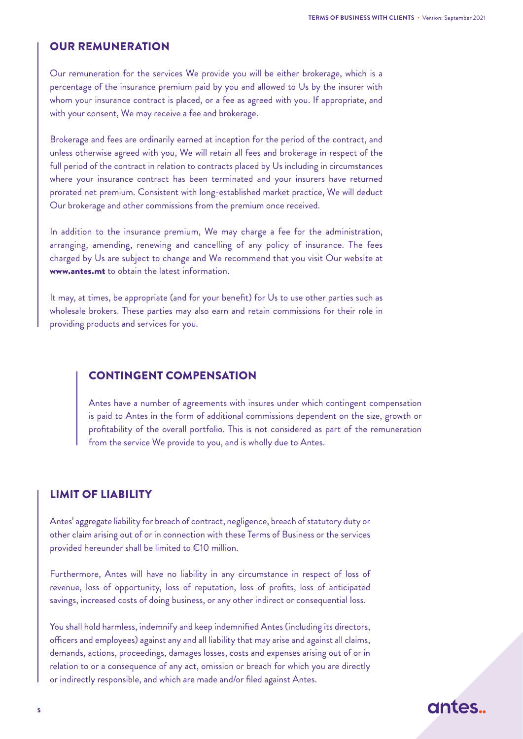## OUR REMUNERATION

Our remuneration for the services We provide you will be either brokerage, which is a percentage of the insurance premium paid by you and allowed to Us by the insurer with whom your insurance contract is placed, or a fee as agreed with you. If appropriate, and with your consent, We may receive a fee and brokerage.

Brokerage and fees are ordinarily earned at inception for the period of the contract, and unless otherwise agreed with you, We will retain all fees and brokerage in respect of the full period of the contract in relation to contracts placed by Us including in circumstances where your insurance contract has been terminated and your insurers have returned prorated net premium. Consistent with long-established market practice, We will deduct Our brokerage and other commissions from the premium once received.

In addition to the insurance premium, We may charge a fee for the administration, arranging, amending, renewing and cancelling of any policy of insurance. The fees charged by Us are subject to change and We recommend that you visit Our website at **www.antes.mt** to obtain the latest information.

It may, at times, be appropriate (and for your benefit) for Us to use other parties such as wholesale brokers. These parties may also earn and retain commissions for their role in providing products and services for you.

### CONTINGENT COMPENSATION

Antes have a number of agreements with insures under which contingent compensation is paid to Antes in the form of additional commissions dependent on the size, growth or profitability of the overall portfolio. This is not considered as part of the remuneration from the service We provide to you, and is wholly due to Antes.

## LIMIT OF LIABILITY

Antes' aggregate liability for breach of contract, negligence, breach of statutory duty or other claim arising out of or in connection with these Terms of Business or the services provided hereunder shall be limited to €10 million.

Furthermore, Antes will have no liability in any circumstance in respect of loss of revenue, loss of opportunity, loss of reputation, loss of profits, loss of anticipated savings, increased costs of doing business, or any other indirect or consequential loss.

You shall hold harmless, indemnify and keep indemnified Antes (including its directors, officers and employees) against any and all liability that may arise and against all claims, demands, actions, proceedings, damages losses, costs and expenses arising out of or in relation to or a consequence of any act, omission or breach for which you are directly or indirectly responsible, and which are made and/or filed against Antes.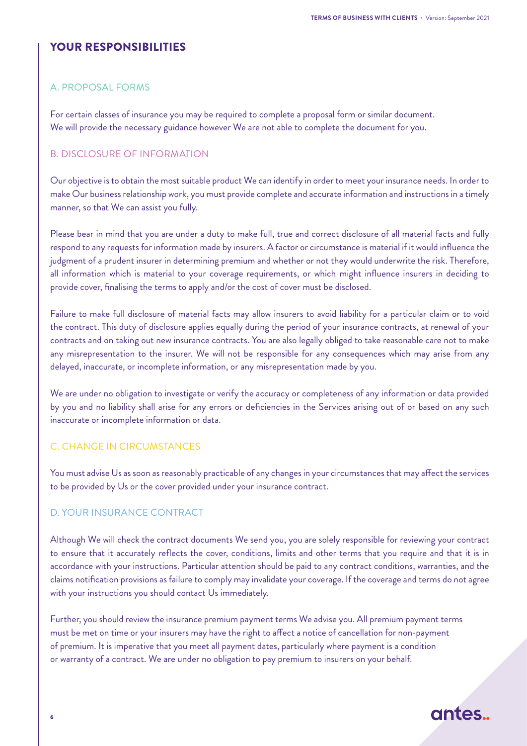## YOUR RESPONSIBILITIES

### A. PROPOSAL FORMS

For certain classes of insurance you may be required to complete a proposal form or similar document. We will provide the necessary guidance however We are not able to complete the document for you.

### B. DISCLOSURE OF INFORMATION

Our objective is to obtain the most suitable product We can identify in order to meet your insurance needs. In order to make Our business relationship work, you must provide complete and accurate information and instructions in a timely manner, so that We can assist you fully.

Please bear in mind that you are under a duty to make full, true and correct disclosure of all material facts and fully respond to any requests for information made by insurers. A factor or circumstance is material if it would influence the judgment of a prudent insurer in determining premium and whether or not they would underwrite the risk. Therefore, all information which is material to your coverage requirements, or which might influence insurers in deciding to provide cover, finalising the terms to apply and/or the cost of cover must be disclosed.

Failure to make full disclosure of material facts may allow insurers to avoid liability for a particular claim or to void the contract. This duty of disclosure applies equally during the period of your insurance contracts, at renewal of your contracts and on taking out new insurance contracts. You are also legally obliged to take reasonable care not to make any misrepresentation to the insurer. We will not be responsible for any consequences which may arise from any delayed, inaccurate, or incomplete information, or any misrepresentation made by you.

We are under no obligation to investigate or verify the accuracy or completeness of any information or data provided by you and no liability shall arise for any errors or deficiencies in the Services arising out of or based on any such inaccurate or incomplete information or data.

### C. CHANGE IN CIRCUMSTANCES

You must advise Us as soon as reasonably practicable of any changes in your circumstances that may affect the services to be provided by Us or the cover provided under your insurance contract.

### D. YOUR INSURANCE CONTRACT

Although We will check the contract documents We send you, you are solely responsible for reviewing your contract to ensure that it accurately reflects the cover, conditions, limits and other terms that you require and that it is in accordance with your instructions. Particular attention should be paid to any contract conditions, warranties, and the claims notification provisions as failure to comply may invalidate your coverage. If the coverage and terms do not agree with your instructions you should contact Us immediately.

Further, you should review the insurance premium payment terms We advise you. All premium payment terms must be met on time or your insurers may have the right to affect a notice of cancellation for non-payment of premium. It is imperative that you meet all payment dates, particularly where payment is a condition or warranty of a contract. We are under no obligation to pay premium to insurers on your behalf.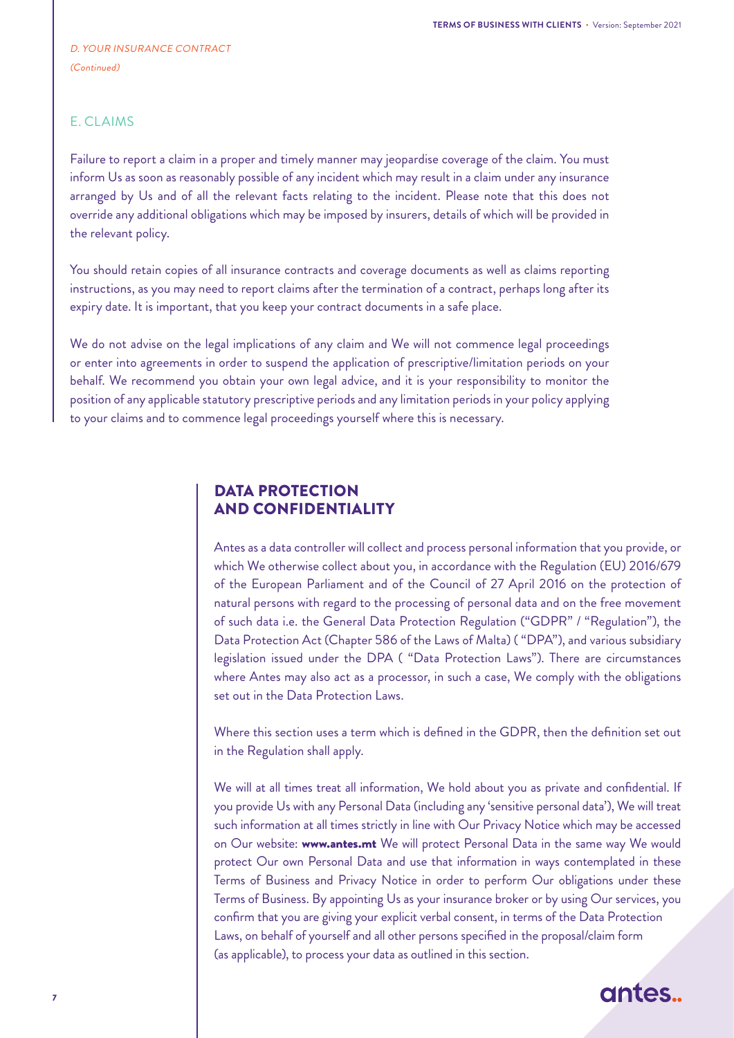*D. YOUR INSURANCE CONTRACT*
*(Continued)*

## E. CLAIMS

Failure to report a claim in a proper and timely manner may jeopardise coverage of the claim. You must inform Us as soon as reasonably possible of any incident which may result in a claim under any insurance arranged by Us and of all the relevant facts relating to the incident. Please note that this does not override any additional obligations which may be imposed by insurers, details of which will be provided in the relevant policy.

You should retain copies of all insurance contracts and coverage documents as well as claims reporting instructions, as you may need to report claims after the termination of a contract, perhaps long after its expiry date. It is important, that you keep your contract documents in a safe place.

We do not advise on the legal implications of any claim and We will not commence legal proceedings or enter into agreements in order to suspend the application of prescriptive/limitation periods on your behalf. We recommend you obtain your own legal advice, and it is your responsibility to monitor the position of any applicable statutory prescriptive periods and any limitation periods in your policy applying to your claims and to commence legal proceedings yourself where this is necessary.

# DATA PROTECTION AND CONFIDENTIALITY

Antes as a data controller will collect and process personal information that you provide, or which We otherwise collect about you, in accordance with the Regulation (EU) 2016/679 of the European Parliament and of the Council of 27 April 2016 on the protection of natural persons with regard to the processing of personal data and on the free movement of such data i.e. the General Data Protection Regulation ("GDPR" / "Regulation"), the Data Protection Act (Chapter 586 of the Laws of Malta) ( "DPA"), and various subsidiary legislation issued under the DPA ( "Data Protection Laws"). There are circumstances where Antes may also act as a processor, in such a case, We comply with the obligations set out in the Data Protection Laws.

Where this section uses a term which is defined in the GDPR, then the definition set out in the Regulation shall apply.

We will at all times treat all information, We hold about you as private and confidential. If you provide Us with any Personal Data (including any 'sensitive personal data'), We will treat such information at all times strictly in line with Our Privacy Notice which may be accessed on Our website: **www.antes.mt** We will protect Personal Data in the same way We would protect Our own Personal Data and use that information in ways contemplated in these Terms of Business and Privacy Notice in order to perform Our obligations under these Terms of Business. By appointing Us as your insurance broker or by using Our services, you confirm that you are giving your explicit verbal consent, in terms of the Data Protection Laws, on behalf of yourself and all other persons specified in the proposal/claim form (as applicable), to process your data as outlined in this section.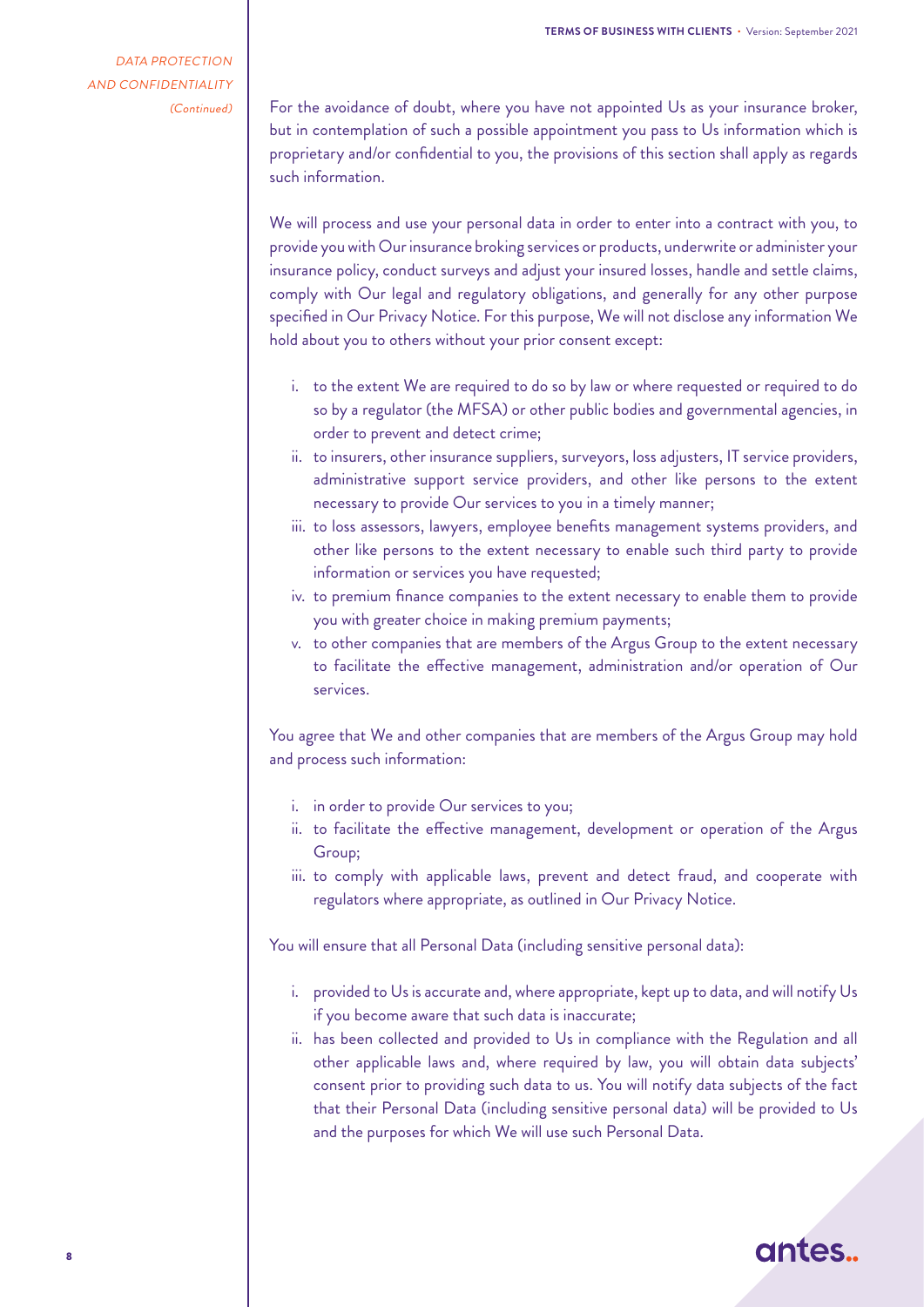*DATA PROTECTION AND CONFIDENTIALITY (Continued)*

For the avoidance of doubt, where you have not appointed Us as your insurance broker, but in contemplation of such a possible appointment you pass to Us information which is proprietary and/or confidential to you, the provisions of this section shall apply as regards such information.

We will process and use your personal data in order to enter into a contract with you, to provide you with Our insurance broking services or products, underwrite or administer your insurance policy, conduct surveys and adjust your insured losses, handle and settle claims, comply with Our legal and regulatory obligations, and generally for any other purpose specified in Our Privacy Notice. For this purpose, We will not disclose any information We hold about you to others without your prior consent except:

i. to the extent We are required to do so by law or where requested or required to do so by a regulator (the MFSA) or other public bodies and governmental agencies, in order to prevent and detect crime;
ii. to insurers, other insurance suppliers, surveyors, loss adjusters, IT service providers, administrative support service providers, and other like persons to the extent necessary to provide Our services to you in a timely manner;
iii. to loss assessors, lawyers, employee benefits management systems providers, and other like persons to the extent necessary to enable such third party to provide information or services you have requested;
iv. to premium finance companies to the extent necessary to enable them to provide you with greater choice in making premium payments;
v. to other companies that are members of the Argus Group to the extent necessary to facilitate the effective management, administration and/or operation of Our services.

You agree that We and other companies that are members of the Argus Group may hold and process such information:

i. in order to provide Our services to you;
ii. to facilitate the effective management, development or operation of the Argus Group;
iii. to comply with applicable laws, prevent and detect fraud, and cooperate with regulators where appropriate, as outlined in Our Privacy Notice.

You will ensure that all Personal Data (including sensitive personal data):

i. provided to Us is accurate and, where appropriate, kept up to data, and will notify Us if you become aware that such data is inaccurate;
ii. has been collected and provided to Us in compliance with the Regulation and all other applicable laws and, where required by law, you will obtain data subjects' consent prior to providing such data to us. You will notify data subjects of the fact that their Personal Data (including sensitive personal data) will be provided to Us and the purposes for which We will use such Personal Data.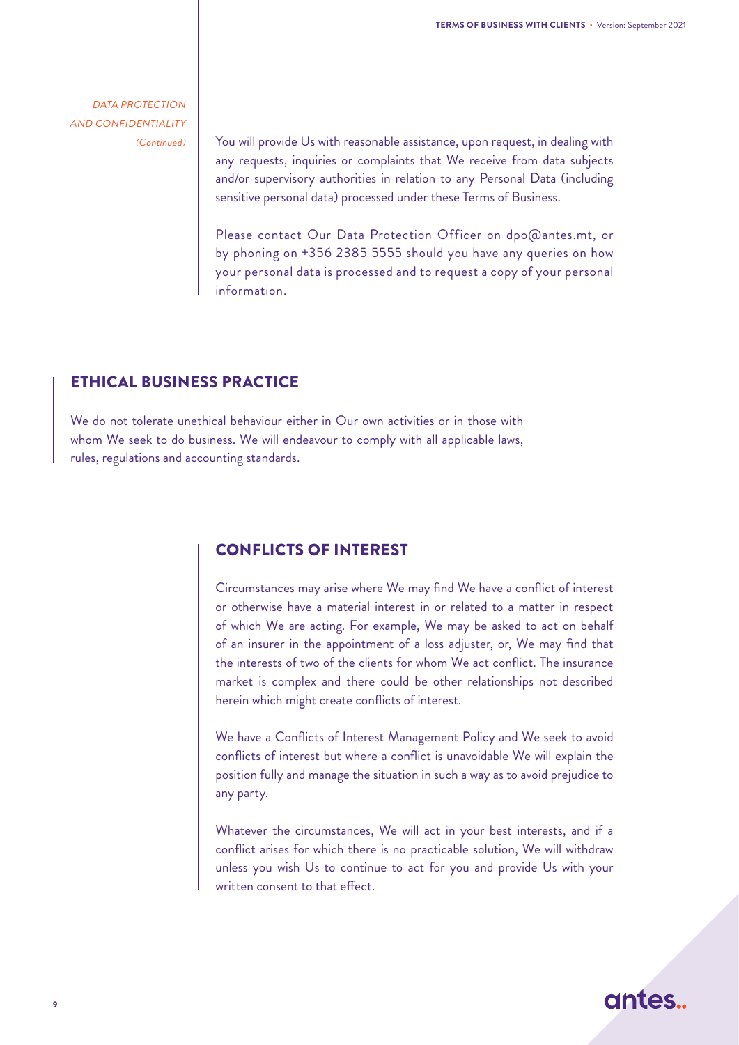*DATA PROTECTION AND CONFIDENTIALITY (Continued)*

You will provide Us with reasonable assistance, upon request, in dealing with any requests, inquiries or complaints that We receive from data subjects and/or supervisory authorities in relation to any Personal Data (including sensitive personal data) processed under these Terms of Business.

Please contact Our Data Protection Officer on dpo@antes.mt, or by phoning on +356 2385 5555 should you have any queries on how your personal data is processed and to request a copy of your personal information.

## ETHICAL BUSINESS PRACTICE

We do not tolerate unethical behaviour either in Our own activities or in those with whom We seek to do business. We will endeavour to comply with all applicable laws, rules, regulations and accounting standards.

## CONFLICTS OF INTEREST

Circumstances may arise where We may find We have a conflict of interest or otherwise have a material interest in or related to a matter in respect of which We are acting. For example, We may be asked to act on behalf of an insurer in the appointment of a loss adjuster, or, We may find that the interests of two of the clients for whom We act conflict. The insurance market is complex and there could be other relationships not described herein which might create conflicts of interest.

We have a Conflicts of Interest Management Policy and We seek to avoid conflicts of interest but where a conflict is unavoidable We will explain the position fully and manage the situation in such a way as to avoid prejudice to any party.

Whatever the circumstances, We will act in your best interests, and if a conflict arises for which there is no practicable solution, We will withdraw unless you wish Us to continue to act for you and provide Us with your written consent to that effect.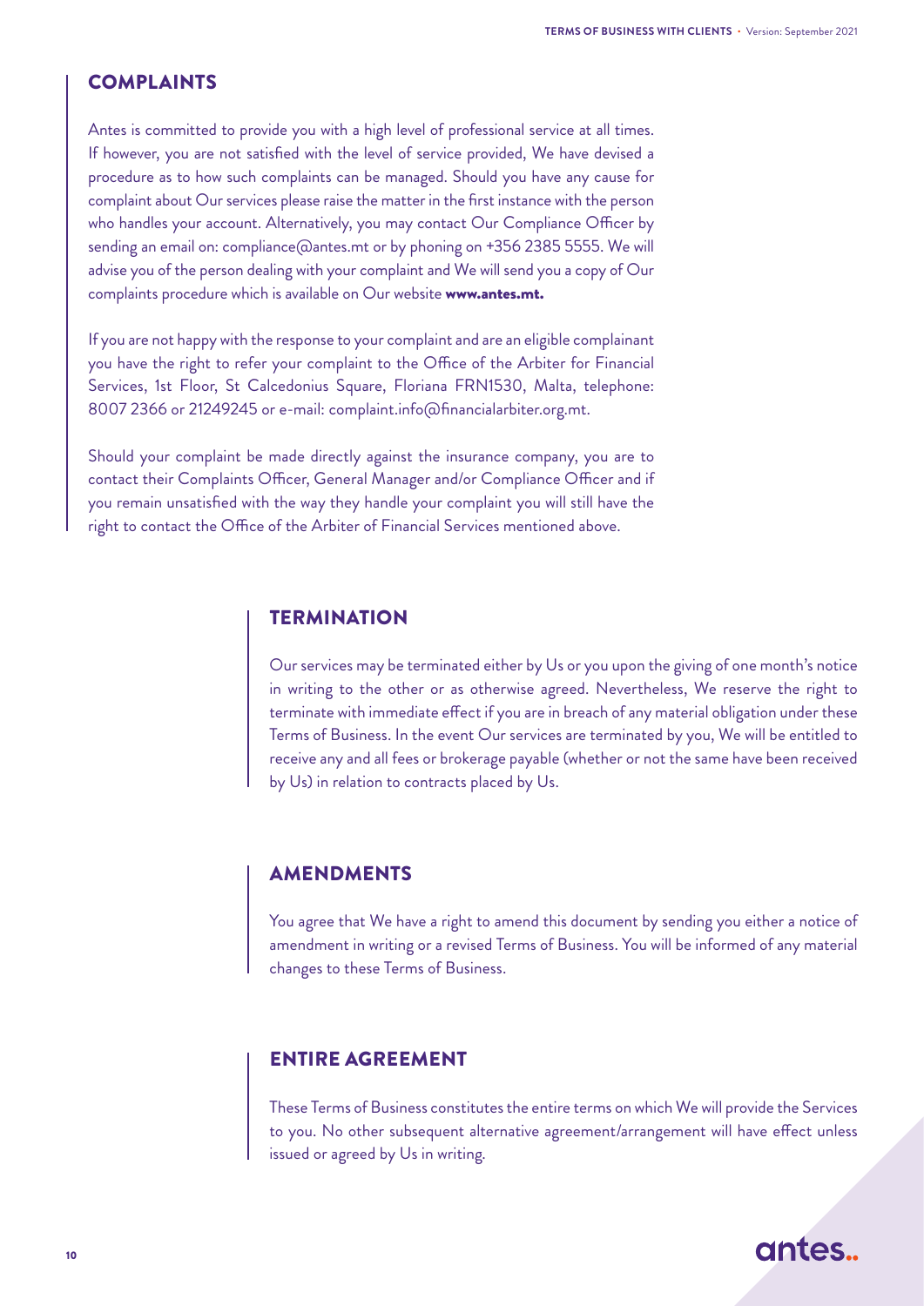## COMPLAINTS

Antes is committed to provide you with a high level of professional service at all times. If however, you are not satisfied with the level of service provided, We have devised a procedure as to how such complaints can be managed. Should you have any cause for complaint about Our services please raise the matter in the first instance with the person who handles your account. Alternatively, you may contact Our Compliance Officer by sending an email on: compliance@antes.mt or by phoning on +356 2385 5555. We will advise you of the person dealing with your complaint and We will send you a copy of Our complaints procedure which is available on Our website **www.antes.mt.**

If you are not happy with the response to your complaint and are an eligible complainant you have the right to refer your complaint to the Office of the Arbiter for Financial Services, 1st Floor, St Calcedonius Square, Floriana FRN1530, Malta, telephone: 8007 2366 or 21249245 or e-mail: complaint.info@financialarbiter.org.mt.

Should your complaint be made directly against the insurance company, you are to contact their Complaints Officer, General Manager and/or Compliance Officer and if you remain unsatisfied with the way they handle your complaint you will still have the right to contact the Office of the Arbiter of Financial Services mentioned above.

## TERMINATION

Our services may be terminated either by Us or you upon the giving of one month's notice in writing to the other or as otherwise agreed. Nevertheless, We reserve the right to terminate with immediate effect if you are in breach of any material obligation under these Terms of Business. In the event Our services are terminated by you, We will be entitled to receive any and all fees or brokerage payable (whether or not the same have been received by Us) in relation to contracts placed by Us.

## AMENDMENTS

You agree that We have a right to amend this document by sending you either a notice of amendment in writing or a revised Terms of Business. You will be informed of any material changes to these Terms of Business.

## ENTIRE AGREEMENT

These Terms of Business constitutes the entire terms on which We will provide the Services to you. No other subsequent alternative agreement/arrangement will have effect unless issued or agreed by Us in writing.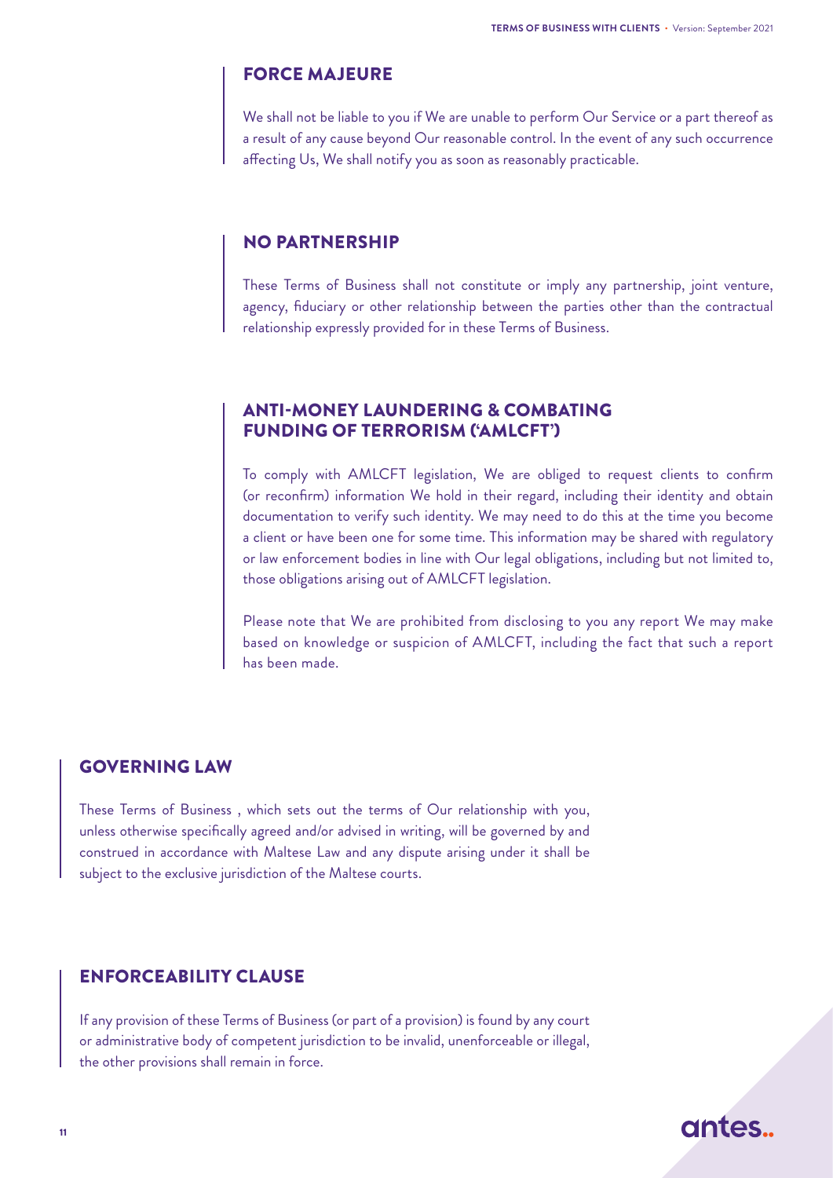## FORCE MAJEURE

We shall not be liable to you if We are unable to perform Our Service or a part thereof as a result of any cause beyond Our reasonable control. In the event of any such occurrence affecting Us, We shall notify you as soon as reasonably practicable.

## NO PARTNERSHIP

These Terms of Business shall not constitute or imply any partnership, joint venture, agency, fiduciary or other relationship between the parties other than the contractual relationship expressly provided for in these Terms of Business.

## ANTI-MONEY LAUNDERING & COMBATING FUNDING OF TERRORISM ('AMLCFT')

To comply with AMLCFT legislation, We are obliged to request clients to confirm (or reconfirm) information We hold in their regard, including their identity and obtain documentation to verify such identity. We may need to do this at the time you become a client or have been one for some time. This information may be shared with regulatory or law enforcement bodies in line with Our legal obligations, including but not limited to, those obligations arising out of AMLCFT legislation.

Please note that We are prohibited from disclosing to you any report We may make based on knowledge or suspicion of AMLCFT, including the fact that such a report has been made.

## GOVERNING LAW

These Terms of Business , which sets out the terms of Our relationship with you, unless otherwise specifically agreed and/or advised in writing, will be governed by and construed in accordance with Maltese Law and any dispute arising under it shall be subject to the exclusive jurisdiction of the Maltese courts.

## ENFORCEABILITY CLAUSE

If any provision of these Terms of Business (or part of a provision) is found by any court or administrative body of competent jurisdiction to be invalid, unenforceable or illegal, the other provisions shall remain in force.